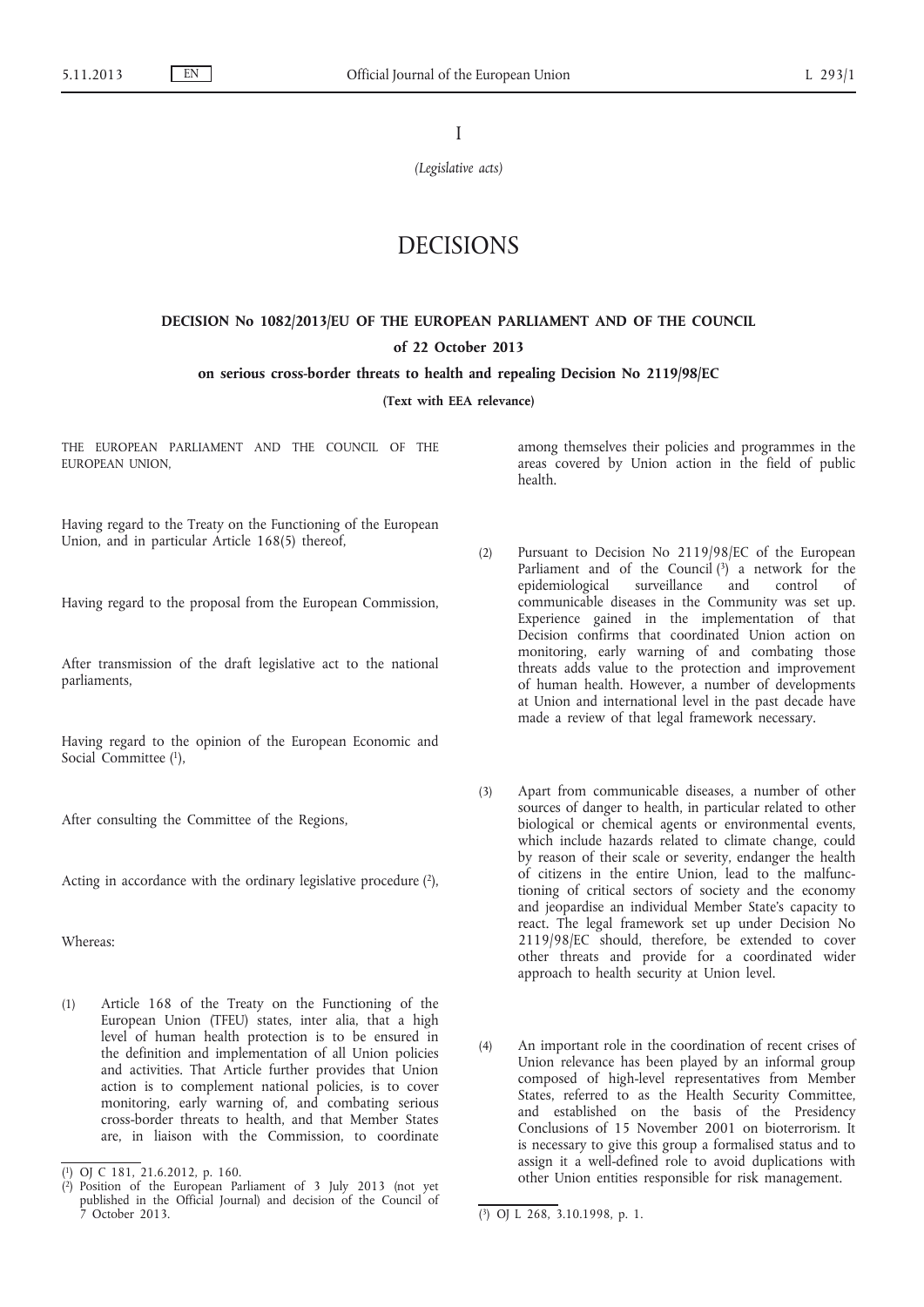I

*(Legislative acts)*

# DECISIONS

## DECISION No 1082/2013/EU OF THE EUROPEAN PARLIAMENT AND OF THE COUNCIL

### of 22 October 2013

### on serious cross-border threats to health and repealing Decision No 2119/98/EC

**(Text with EEA relevance)**

THE EUROPEAN PARLIAMENT AND THE COUNCIL OF THE EUROPEAN UNION,

Having regard to the Treaty on the Functioning of the European Union, and in particular Article 168(5) thereof,

Having regard to the proposal from the European Commission,

After transmission of the draft legislative act to the national parliaments,

Having regard to the opinion of the European Economic and Social Committee [1],

After consulting the Committee of the Regions,

Acting in accordance with the ordinary legislative procedure [2],

Whereas:

(1) Article 168 of the Treaty on the Functioning of the European Union (TFEU) states, inter alia, that a high level of human health protection is to be ensured in the definition and implementation of all Union policies and activities. That Article further provides that Union action is to complement national policies, is to cover monitoring, early warning of, and combating serious cross-border threats to health, and that Member States are, in liaison with the Commission, to coordinate among themselves their policies and programmes in the areas covered by Union action in the field of public health.

(2) Pursuant to Decision No 2119/98/EC of the European Parliament and of the Council [3] a network for the epidemiological surveillance and control of communicable diseases in the Community was set up. Experience gained in the implementation of that Decision confirms that coordinated Union action on monitoring, early warning of and combating those threats adds value to the protection and improvement of human health. However, a number of developments at Union and international level in the past decade have made a review of that legal framework necessary.

(3) Apart from communicable diseases, a number of other sources of danger to health, in particular related to other biological or chemical agents or environmental events, which include hazards related to climate change, could by reason of their scale or severity, endanger the health of citizens in the entire Union, lead to the malfunctioning of critical sectors of society and the economy and jeopardise an individual Member State's capacity to react. The legal framework set up under Decision No 2119/98/EC should, therefore, be extended to cover other threats and provide for a coordinated wider approach to health security at Union level.

(4) An important role in the coordination of recent crises of Union relevance has been played by an informal group composed of high-level representatives from Member States, referred to as the Health Security Committee, and established on the basis of the Presidency Conclusions of 15 November 2001 on bioterrorism. It is necessary to give this group a formalised status and to assign it a well-defined role to avoid duplications with other Union entities responsible for risk management.

[1] OJ C 181, 21.6.2012, p. 160.

[2] Position of the European Parliament of 3 July 2013 (not yet published in the Official Journal) and decision of the Council of 7 October 2013.

[3] OJ L 268, 3.10.1998, p. 1.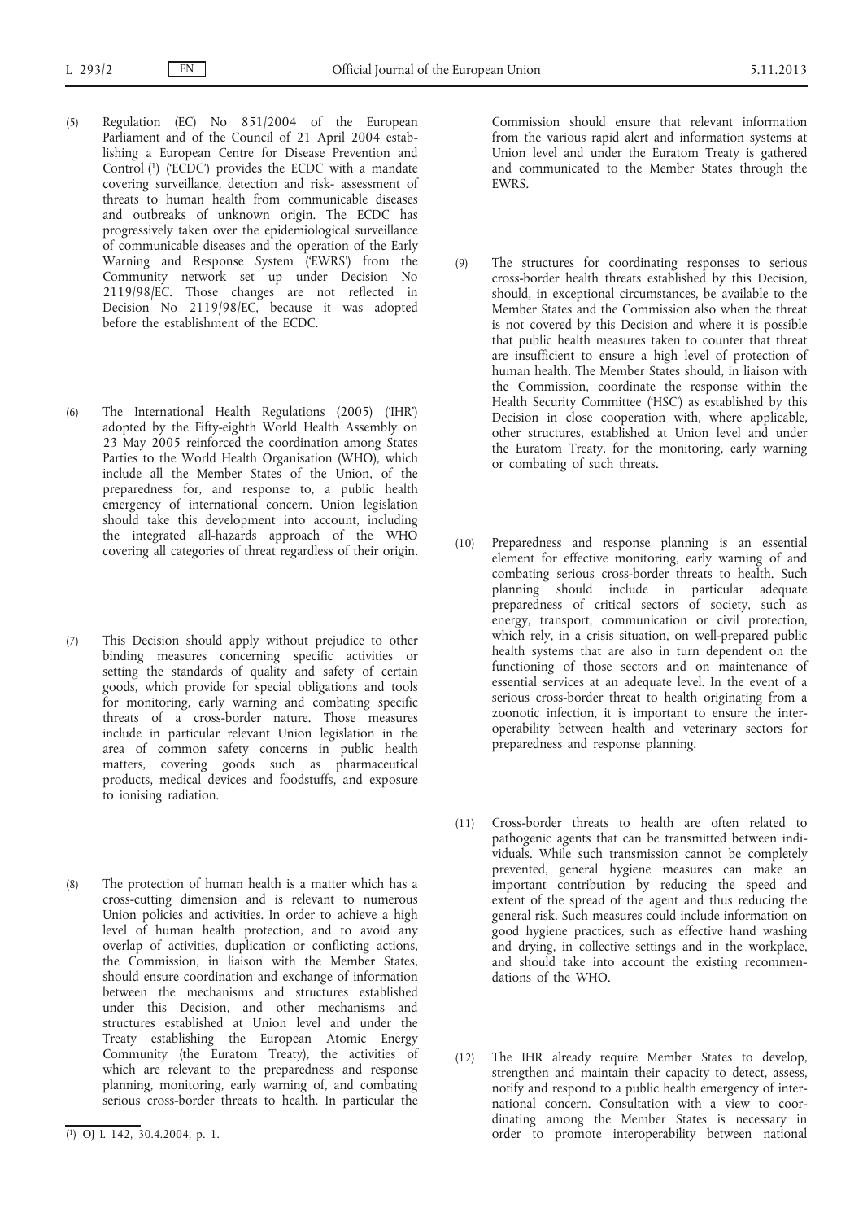(5) Regulation (EC) No 851/2004 of the European Parliament and of the Council of 21 April 2004 establishing a European Centre for Disease Prevention and Control [1] ('ECDC') provides the ECDC with a mandate covering surveillance, detection and risk- assessment of threats to human health from communicable diseases and outbreaks of unknown origin. The ECDC has progressively taken over the epidemiological surveillance of communicable diseases and the operation of the Early Warning and Response System ('EWRS') from the Community network set up under Decision No 2119/98/EC. Those changes are not reflected in Decision No 2119/98/EC, because it was adopted before the establishment of the ECDC.

(6) The International Health Regulations (2005) ('IHR') adopted by the Fifty-eighth World Health Assembly on 23 May 2005 reinforced the coordination among States Parties to the World Health Organisation (WHO), which include all the Member States of the Union, of the preparedness for, and response to, a public health emergency of international concern. Union legislation should take this development into account, including the integrated all-hazards approach of the WHO covering all categories of threat regardless of their origin.

(7) This Decision should apply without prejudice to other binding measures concerning specific activities or setting the standards of quality and safety of certain goods, which provide for special obligations and tools for monitoring, early warning and combating specific threats of a cross-border nature. Those measures include in particular relevant Union legislation in the area of common safety concerns in public health matters, covering goods such as pharmaceutical products, medical devices and foodstuffs, and exposure to ionising radiation.

(8) The protection of human health is a matter which has a cross-cutting dimension and is relevant to numerous Union policies and activities. In order to achieve a high level of human health protection, and to avoid any overlap of activities, duplication or conflicting actions, the Commission, in liaison with the Member States, should ensure coordination and exchange of information between the mechanisms and structures established under this Decision, and other mechanisms and structures established at Union level and under the Treaty establishing the European Atomic Energy Community (the Euratom Treaty), the activities of which are relevant to the preparedness and response planning, monitoring, early warning of, and combating serious cross-border threats to health. In particular the Commission should ensure that relevant information from the various rapid alert and information systems at Union level and under the Euratom Treaty is gathered and communicated to the Member States through the EWRS.

(9) The structures for coordinating responses to serious cross-border health threats established by this Decision, should, in exceptional circumstances, be available to the Member States and the Commission also when the threat is not covered by this Decision and where it is possible that public health measures taken to counter that threat are insufficient to ensure a high level of protection of human health. The Member States should, in liaison with the Commission, coordinate the response within the Health Security Committee ('HSC') as established by this Decision in close cooperation with, where applicable, other structures, established at Union level and under the Euratom Treaty, for the monitoring, early warning or combating of such threats.

(10) Preparedness and response planning is an essential element for effective monitoring, early warning of and combating serious cross-border threats to health. Such planning should include in particular adequate preparedness of critical sectors of society, such as energy, transport, communication or civil protection, which rely, in a crisis situation, on well-prepared public health systems that are also in turn dependent on the functioning of those sectors and on maintenance of essential services at an adequate level. In the event of a serious cross-border threat to health originating from a zoonotic infection, it is important to ensure the interoperability between health and veterinary sectors for preparedness and response planning.

(11) Cross-border threats to health are often related to pathogenic agents that can be transmitted between individuals. While such transmission cannot be completely prevented, general hygiene measures can make an important contribution by reducing the speed and extent of the spread of the agent and thus reducing the general risk. Such measures could include information on good hygiene practices, such as effective hand washing and drying, in collective settings and in the workplace, and should take into account the existing recommendations of the WHO.

(12) The IHR already require Member States to develop, strengthen and maintain their capacity to detect, assess, notify and respond to a public health emergency of international concern. Consultation with a view to coordinating among the Member States is necessary in order to promote interoperability between national

[1] OJ L 142, 30.4.2004, p. 1.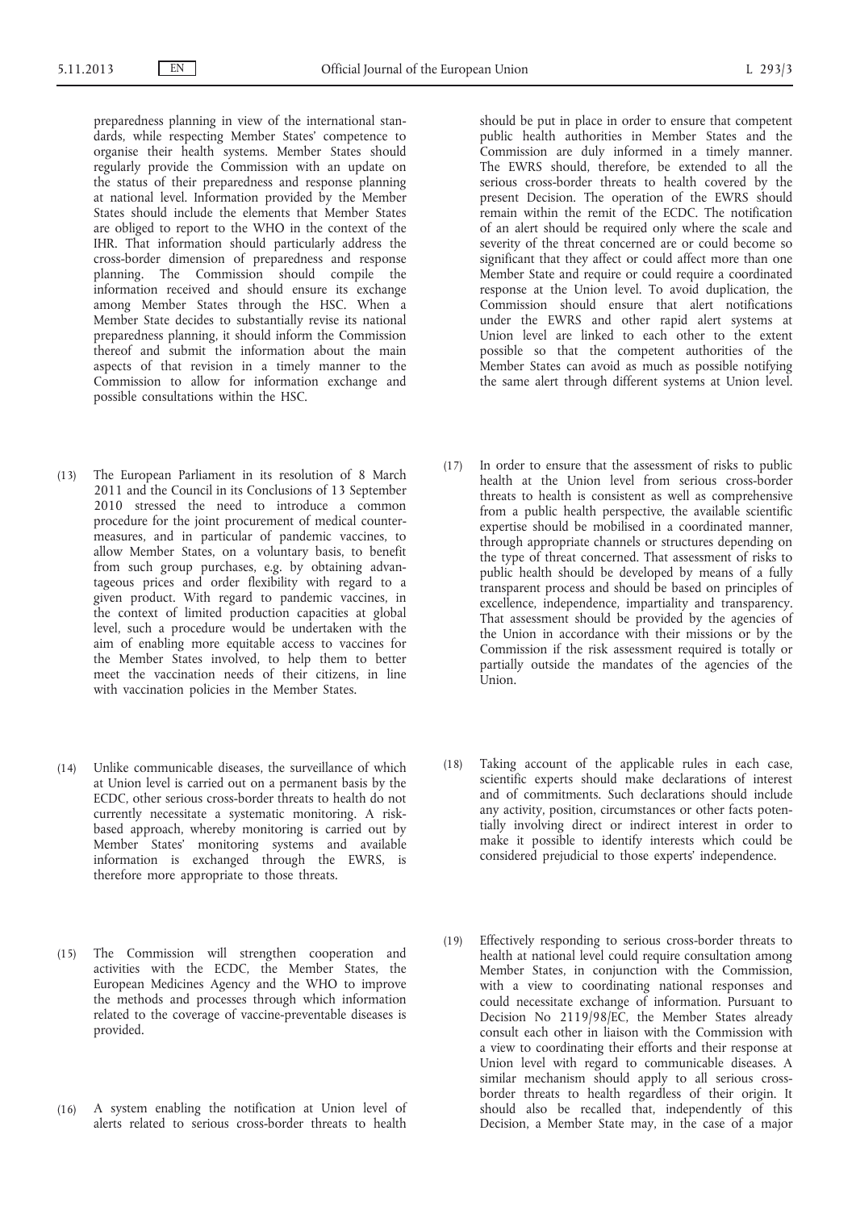preparedness planning in view of the international standards, while respecting Member States' competence to organise their health systems. Member States should regularly provide the Commission with an update on the status of their preparedness and response planning at national level. Information provided by the Member States should include the elements that Member States are obliged to report to the WHO in the context of the IHR. That information should particularly address the cross-border dimension of preparedness and response planning. The Commission should compile the information received and should ensure its exchange among Member States through the HSC. When a Member State decides to substantially revise its national preparedness planning, it should inform the Commission thereof and submit the information about the main aspects of that revision in a timely manner to the Commission to allow for information exchange and possible consultations within the HSC.

(13) The European Parliament in its resolution of 8 March 2011 and the Council in its Conclusions of 13 September 2010 stressed the need to introduce a common procedure for the joint procurement of medical countermeasures, and in particular of pandemic vaccines, to allow Member States, on a voluntary basis, to benefit from such group purchases, e.g. by obtaining advantageous prices and order flexibility with regard to a given product. With regard to pandemic vaccines, in the context of limited production capacities at global level, such a procedure would be undertaken with the aim of enabling more equitable access to vaccines for the Member States involved, to help them to better meet the vaccination needs of their citizens, in line with vaccination policies in the Member States.

(14) Unlike communicable diseases, the surveillance of which at Union level is carried out on a permanent basis by the ECDC, other serious cross-border threats to health do not currently necessitate a systematic monitoring. A risk-based approach, whereby monitoring is carried out by Member States' monitoring systems and available information is exchanged through the EWRS, is therefore more appropriate to those threats.

(15) The Commission will strengthen cooperation and activities with the ECDC, the Member States, the European Medicines Agency and the WHO to improve the methods and processes through which information related to the coverage of vaccine-preventable diseases is provided.

(16) A system enabling the notification at Union level of alerts related to serious cross-border threats to health should be put in place in order to ensure that competent public health authorities in Member States and the Commission are duly informed in a timely manner. The EWRS should, therefore, be extended to all the serious cross-border threats to health covered by the present Decision. The operation of the EWRS should remain within the remit of the ECDC. The notification of an alert should be required only where the scale and severity of the threat concerned are or could become so significant that they affect or could affect more than one Member State and require or could require a coordinated response at the Union level. To avoid duplication, the Commission should ensure that alert notifications under the EWRS and other rapid alert systems at Union level are linked to each other to the extent possible so that the competent authorities of the Member States can avoid as much as possible notifying the same alert through different systems at Union level.

(17) In order to ensure that the assessment of risks to public health at the Union level from serious cross-border threats to health is consistent as well as comprehensive from a public health perspective, the available scientific expertise should be mobilised in a coordinated manner, through appropriate channels or structures depending on the type of threat concerned. That assessment of risks to public health should be developed by means of a fully transparent process and should be based on principles of excellence, independence, impartiality and transparency. That assessment should be provided by the agencies of the Union in accordance with their missions or by the Commission if the risk assessment required is totally or partially outside the mandates of the agencies of the Union.

(18) Taking account of the applicable rules in each case, scientific experts should make declarations of interest and of commitments. Such declarations should include any activity, position, circumstances or other facts potentially involving direct or indirect interest in order to make it possible to identify interests which could be considered prejudicial to those experts' independence.

(19) Effectively responding to serious cross-border threats to health at national level could require consultation among Member States, in conjunction with the Commission, with a view to coordinating national responses and could necessitate exchange of information. Pursuant to Decision No 2119/98/EC, the Member States already consult each other in liaison with the Commission with a view to coordinating their efforts and their response at Union level with regard to communicable diseases. A similar mechanism should apply to all serious cross-border threats to health regardless of their origin. It should also be recalled that, independently of this Decision, a Member State may, in the case of a major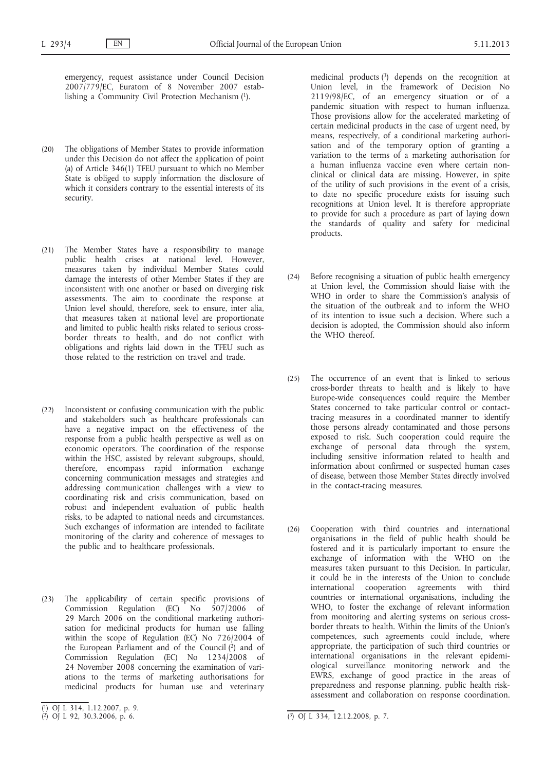emergency, request assistance under Council Decision 2007/779/EC, Euratom of 8 November 2007 establishing a Community Civil Protection Mechanism [1].

(20) The obligations of Member States to provide information under this Decision do not affect the application of point (a) of Article 346(1) TFEU pursuant to which no Member State is obliged to supply information the disclosure of which it considers contrary to the essential interests of its security.

(21) The Member States have a responsibility to manage public health crises at national level. However, measures taken by individual Member States could damage the interests of other Member States if they are inconsistent with one another or based on diverging risk assessments. The aim to coordinate the response at Union level should, therefore, seek to ensure, inter alia, that measures taken at national level are proportionate and limited to public health risks related to serious cross-border threats to health, and do not conflict with obligations and rights laid down in the TFEU such as those related to the restriction on travel and trade.

(22) Inconsistent or confusing communication with the public and stakeholders such as healthcare professionals can have a negative impact on the effectiveness of the response from a public health perspective as well as on economic operators. The coordination of the response within the HSC, assisted by relevant subgroups, should, therefore, encompass rapid information exchange concerning communication messages and strategies and addressing communication challenges with a view to coordinating risk and crisis communication, based on robust and independent evaluation of public health risks, to be adapted to national needs and circumstances. Such exchanges of information are intended to facilitate monitoring of the clarity and coherence of messages to the public and to healthcare professionals.

(23) The applicability of certain specific provisions of Commission Regulation (EC) No 507/2006 of 29 March 2006 on the conditional marketing authorisation for medicinal products for human use falling within the scope of Regulation (EC) No 726/2004 of the European Parliament and of the Council [2] and of Commission Regulation (EC) No 1234/2008 of 24 November 2008 concerning the examination of variations to the terms of marketing authorisations for medicinal products for human use and veterinary medicinal products [3] depends on the recognition at Union level, in the framework of Decision No 2119/98/EC, of an emergency situation or of a pandemic situation with respect to human influenza. Those provisions allow for the accelerated marketing of certain medicinal products in the case of urgent need, by means, respectively, of a conditional marketing authorisation and of the temporary option of granting a variation to the terms of a marketing authorisation for a human influenza vaccine even where certain non-clinical or clinical data are missing. However, in spite of the utility of such provisions in the event of a crisis, to date no specific procedure exists for issuing such recognitions at Union level. It is therefore appropriate to provide for such a procedure as part of laying down the standards of quality and safety for medicinal products.

(24) Before recognising a situation of public health emergency at Union level, the Commission should liaise with the WHO in order to share the Commission's analysis of the situation of the outbreak and to inform the WHO of its intention to issue such a decision. Where such a decision is adopted, the Commission should also inform the WHO thereof.

(25) The occurrence of an event that is linked to serious cross-border threats to health and is likely to have Europe-wide consequences could require the Member States concerned to take particular control or contact-tracing measures in a coordinated manner to identify those persons already contaminated and those persons exposed to risk. Such cooperation could require the exchange of personal data through the system, including sensitive information related to health and information about confirmed or suspected human cases of disease, between those Member States directly involved in the contact-tracing measures.

(26) Cooperation with third countries and international organisations in the field of public health should be fostered and it is particularly important to ensure the exchange of information with the WHO on the measures taken pursuant to this Decision. In particular, it could be in the interests of the Union to conclude international cooperation agreements with third countries or international organisations, including the WHO, to foster the exchange of relevant information from monitoring and alerting systems on serious cross-border threats to health. Within the limits of the Union's competences, such agreements could include, where appropriate, the participation of such third countries or international organisations in the relevant epidemiological surveillance monitoring network and the EWRS, exchange of good practice in the areas of preparedness and response planning, public health risk-assessment and collaboration on response coordination.

---

[1] OJ L 314, 1.12.2007, p. 9.

[2] OJ L 92, 30.3.2006, p. 6.

[3] OJ L 334, 12.12.2008, p. 7.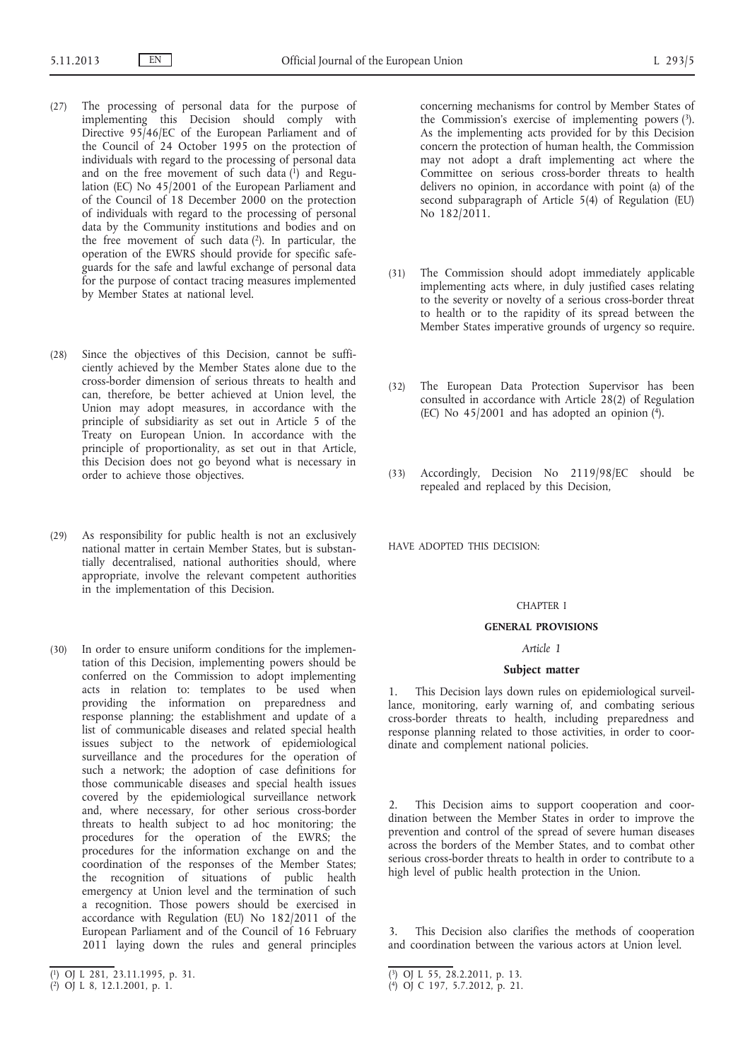(27) The processing of personal data for the purpose of implementing this Decision should comply with Directive 95/46/EC of the European Parliament and of the Council of 24 October 1995 on the protection of individuals with regard to the processing of personal data and on the free movement of such data [1] and Regulation (EC) No 45/2001 of the European Parliament and of the Council of 18 December 2000 on the protection of individuals with regard to the processing of personal data by the Community institutions and bodies and on the free movement of such data [2]. In particular, the operation of the EWRS should provide for specific safeguards for the safe and lawful exchange of personal data for the purpose of contact tracing measures implemented by Member States at national level.

(28) Since the objectives of this Decision, cannot be sufficiently achieved by the Member States alone due to the cross-border dimension of serious threats to health and can, therefore, be better achieved at Union level, the Union may adopt measures, in accordance with the principle of subsidiarity as set out in Article 5 of the Treaty on European Union. In accordance with the principle of proportionality, as set out in that Article, this Decision does not go beyond what is necessary in order to achieve those objectives.

(29) As responsibility for public health is not an exclusively national matter in certain Member States, but is substantially decentralised, national authorities should, where appropriate, involve the relevant competent authorities in the implementation of this Decision.

(30) In order to ensure uniform conditions for the implementation of this Decision, implementing powers should be conferred on the Commission to adopt implementing acts in relation to: templates to be used when providing the information on preparedness and response planning; the establishment and update of a list of communicable diseases and related special health issues subject to the network of epidemiological surveillance and the procedures for the operation of such a network; the adoption of case definitions for those communicable diseases and special health issues covered by the epidemiological surveillance network and, where necessary, for other serious cross-border threats to health subject to ad hoc monitoring; the procedures for the operation of the EWRS; the procedures for the information exchange on and the coordination of the responses of the Member States; the recognition of situations of public health emergency at Union level and the termination of such a recognition. Those powers should be exercised in accordance with Regulation (EU) No 182/2011 of the European Parliament and of the Council of 16 February 2011 laying down the rules and general principles concerning mechanisms for control by Member States of the Commission's exercise of implementing powers [3]. As the implementing acts provided for by this Decision concern the protection of human health, the Commission may not adopt a draft implementing act where the Committee on serious cross-border threats to health delivers no opinion, in accordance with point (a) of the second subparagraph of Article 5(4) of Regulation (EU) No 182/2011.

(31) The Commission should adopt immediately applicable implementing acts where, in duly justified cases relating to the severity or novelty of a serious cross-border threat to health or to the rapidity of its spread between the Member States imperative grounds of urgency so require.

(32) The European Data Protection Supervisor has been consulted in accordance with Article 28(2) of Regulation (EC) No 45/2001 and has adopted an opinion [4].

(33) Accordingly, Decision No 2119/98/EC should be repealed and replaced by this Decision,

HAVE ADOPTED THIS DECISION:

## CHAPTER I

## GENERAL PROVISIONS

### *Article 1*

### Subject matter

1. This Decision lays down rules on epidemiological surveillance, monitoring, early warning of, and combating serious cross-border threats to health, including preparedness and response planning related to those activities, in order to coordinate and complement national policies.

2. This Decision aims to support cooperation and coordination between the Member States in order to improve the prevention and control of the spread of severe human diseases across the borders of the Member States, and to combat other serious cross-border threats to health in order to contribute to a high level of public health protection in the Union.

3. This Decision also clarifies the methods of cooperation and coordination between the various actors at Union level.

---

[1] OJ L 281, 23.11.1995, p. 31.

[2] OJ L 8, 12.1.2001, p. 1.

[3] OJ L 55, 28.2.2011, p. 13.

[4] OJ C 197, 5.7.2012, p. 21.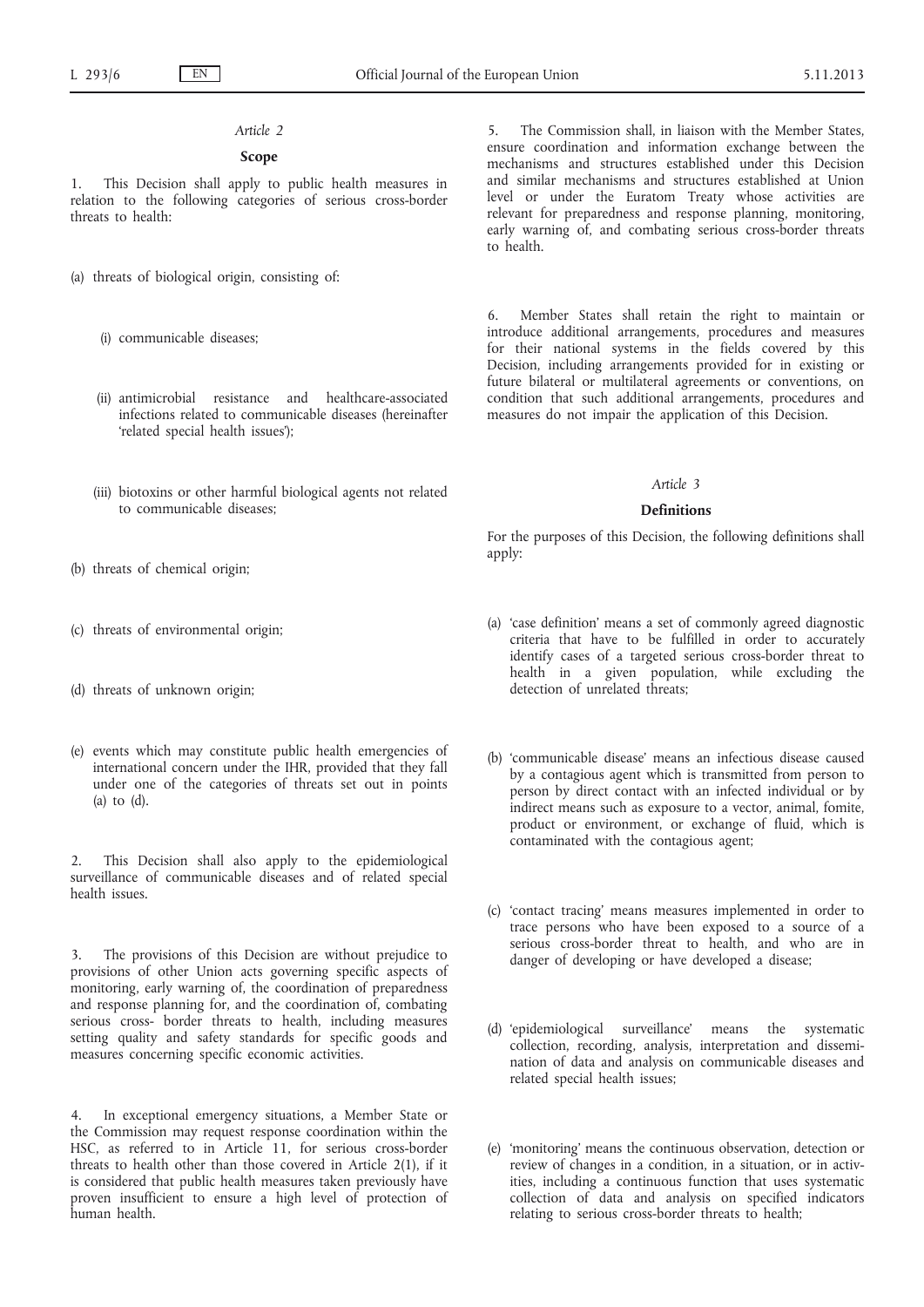*Article 2*

**Scope**

1. This Decision shall apply to public health measures in relation to the following categories of serious cross-border threats to health:

(a) threats of biological origin, consisting of:

(i) communicable diseases;

(ii) antimicrobial resistance and healthcare-associated infections related to communicable diseases (hereinafter 'related special health issues');

(iii) biotoxins or other harmful biological agents not related to communicable diseases;

(b) threats of chemical origin;

(c) threats of environmental origin;

(d) threats of unknown origin;

(e) events which may constitute public health emergencies of international concern under the IHR, provided that they fall under one of the categories of threats set out in points (a) to (d).

2. This Decision shall also apply to the epidemiological surveillance of communicable diseases and of related special health issues.

3. The provisions of this Decision are without prejudice to provisions of other Union acts governing specific aspects of monitoring, early warning of, the coordination of preparedness and response planning for, and the coordination of, combating serious cross- border threats to health, including measures setting quality and safety standards for specific goods and measures concerning specific economic activities.

4. In exceptional emergency situations, a Member State or the Commission may request response coordination within the HSC, as referred to in Article 11, for serious cross-border threats to health other than those covered in Article 2(1), if it is considered that public health measures taken previously have proven insufficient to ensure a high level of protection of human health.

5. The Commission shall, in liaison with the Member States, ensure coordination and information exchange between the mechanisms and structures established under this Decision and similar mechanisms and structures established at Union level or under the Euratom Treaty whose activities are relevant for preparedness and response planning, monitoring, early warning of, and combating serious cross-border threats to health.

6. Member States shall retain the right to maintain or introduce additional arrangements, procedures and measures for their national systems in the fields covered by this Decision, including arrangements provided for in existing or future bilateral or multilateral agreements or conventions, on condition that such additional arrangements, procedures and measures do not impair the application of this Decision.

*Article 3*

**Definitions**

For the purposes of this Decision, the following definitions shall apply:

(a) 'case definition' means a set of commonly agreed diagnostic criteria that have to be fulfilled in order to accurately identify cases of a targeted serious cross-border threat to health in a given population, while excluding the detection of unrelated threats;

(b) 'communicable disease' means an infectious disease caused by a contagious agent which is transmitted from person to person by direct contact with an infected individual or by indirect means such as exposure to a vector, animal, fomite, product or environment, or exchange of fluid, which is contaminated with the contagious agent;

(c) 'contact tracing' means measures implemented in order to trace persons who have been exposed to a source of a serious cross-border threat to health, and who are in danger of developing or have developed a disease;

(d) 'epidemiological surveillance' means the systematic collection, recording, analysis, interpretation and dissemination of data and analysis on communicable diseases and related special health issues;

(e) 'monitoring' means the continuous observation, detection or review of changes in a condition, in a situation, or in activities, including a continuous function that uses systematic collection of data and analysis on specified indicators relating to serious cross-border threats to health;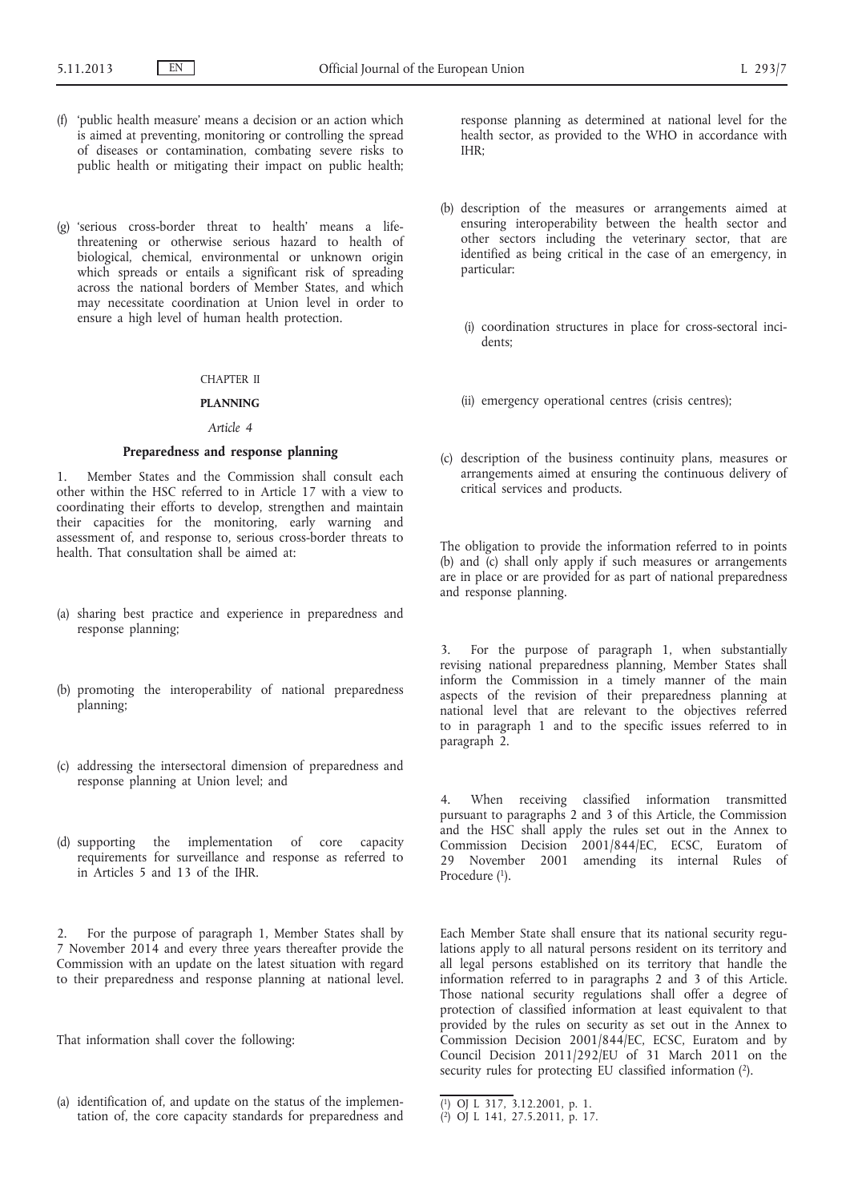(f) 'public health measure' means a decision or an action which is aimed at preventing, monitoring or controlling the spread of diseases or contamination, combating severe risks to public health or mitigating their impact on public health;

(g) 'serious cross-border threat to health' means a life-threatening or otherwise serious hazard to health of biological, chemical, environmental or unknown origin which spreads or entails a significant risk of spreading across the national borders of Member States, and which may necessitate coordination at Union level in order to ensure a high level of human health protection.

CHAPTER II

**PLANNING**

*Article 4*

**Preparedness and response planning**

1. Member States and the Commission shall consult each other within the HSC referred to in Article 17 with a view to coordinating their efforts to develop, strengthen and maintain their capacities for the monitoring, early warning and assessment of, and response to, serious cross-border threats to health. That consultation shall be aimed at:

(a) sharing best practice and experience in preparedness and response planning;

(b) promoting the interoperability of national preparedness planning;

(c) addressing the intersectoral dimension of preparedness and response planning at Union level; and

(d) supporting the implementation of core capacity requirements for surveillance and response as referred to in Articles 5 and 13 of the IHR.

2. For the purpose of paragraph 1, Member States shall by 7 November 2014 and every three years thereafter provide the Commission with an update on the latest situation with regard to their preparedness and response planning at national level.

That information shall cover the following:

(a) identification of, and update on the status of the implementation of, the core capacity standards for preparedness and response planning as determined at national level for the health sector, as provided to the WHO in accordance with IHR;

(b) description of the measures or arrangements aimed at ensuring interoperability between the health sector and other sectors including the veterinary sector, that are identified as being critical in the case of an emergency, in particular:

(i) coordination structures in place for cross-sectoral incidents;

(ii) emergency operational centres (crisis centres);

(c) description of the business continuity plans, measures or arrangements aimed at ensuring the continuous delivery of critical services and products.

The obligation to provide the information referred to in points (b) and (c) shall only apply if such measures or arrangements are in place or are provided for as part of national preparedness and response planning.

3. For the purpose of paragraph 1, when substantially revising national preparedness planning, Member States shall inform the Commission in a timely manner of the main aspects of the revision of their preparedness planning at national level that are relevant to the objectives referred to in paragraph 1 and to the specific issues referred to in paragraph 2.

4. When receiving classified information transmitted pursuant to paragraphs 2 and 3 of this Article, the Commission and the HSC shall apply the rules set out in the Annex to Commission Decision 2001/844/EC, ECSC, Euratom of 29 November 2001 amending its internal Rules of Procedure [1].

Each Member State shall ensure that its national security regulations apply to all natural persons resident on its territory and all legal persons established on its territory that handle the information referred to in paragraphs 2 and 3 of this Article. Those national security regulations shall offer a degree of protection of classified information at least equivalent to that provided by the rules on security as set out in the Annex to Commission Decision 2001/844/EC, ECSC, Euratom and by Council Decision 2011/292/EU of 31 March 2011 on the security rules for protecting EU classified information [2].

[1] OJ L 317, 3.12.2001, p. 1.

[2] OJ L 141, 27.5.2011, p. 17.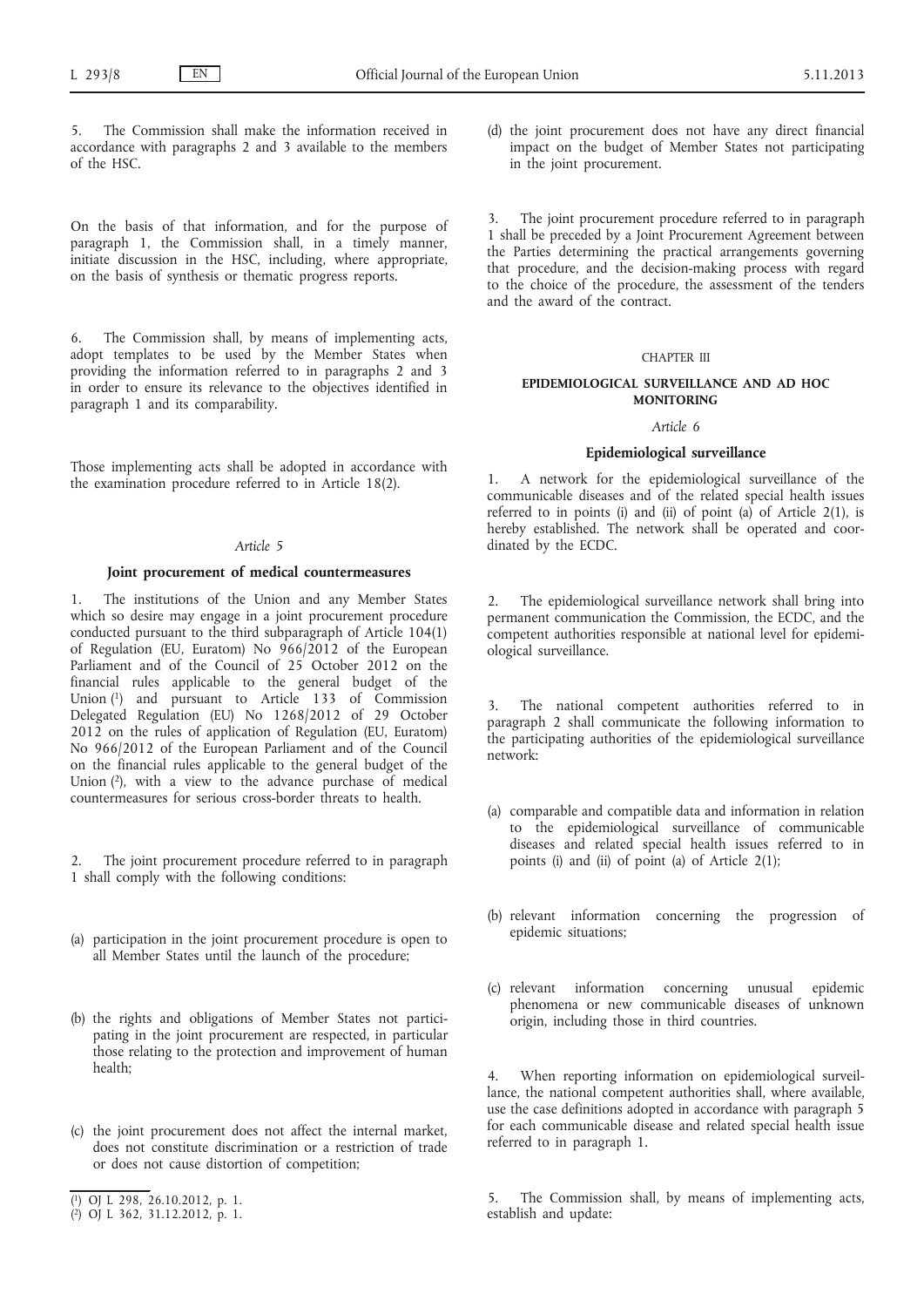5. The Commission shall make the information received in accordance with paragraphs 2 and 3 available to the members of the HSC.

On the basis of that information, and for the purpose of paragraph 1, the Commission shall, in a timely manner, initiate discussion in the HSC, including, where appropriate, on the basis of synthesis or thematic progress reports.

6. The Commission shall, by means of implementing acts, adopt templates to be used by the Member States when providing the information referred to in paragraphs 2 and 3 in order to ensure its relevance to the objectives identified in paragraph 1 and its comparability.

Those implementing acts shall be adopted in accordance with the examination procedure referred to in Article 18(2).

*Article 5*

**Joint procurement of medical countermeasures**

1. The institutions of the Union and any Member States which so desire may engage in a joint procurement procedure conducted pursuant to the third subparagraph of Article 104(1) of Regulation (EU, Euratom) No 966/2012 of the European Parliament and of the Council of 25 October 2012 on the financial rules applicable to the general budget of the Union [1] and pursuant to Article 133 of Commission Delegated Regulation (EU) No 1268/2012 of 29 October 2012 on the rules of application of Regulation (EU, Euratom) No 966/2012 of the European Parliament and of the Council on the financial rules applicable to the general budget of the Union [2], with a view to the advance purchase of medical countermeasures for serious cross-border threats to health.

2. The joint procurement procedure referred to in paragraph 1 shall comply with the following conditions:

(a) participation in the joint procurement procedure is open to all Member States until the launch of the procedure;

(b) the rights and obligations of Member States not participating in the joint procurement are respected, in particular those relating to the protection and improvement of human health;

(c) the joint procurement does not affect the internal market, does not constitute discrimination or a restriction of trade or does not cause distortion of competition;

(d) the joint procurement does not have any direct financial impact on the budget of Member States not participating in the joint procurement.

3. The joint procurement procedure referred to in paragraph 1 shall be preceded by a Joint Procurement Agreement between the Parties determining the practical arrangements governing that procedure, and the decision-making process with regard to the choice of the procedure, the assessment of the tenders and the award of the contract.

CHAPTER III

**EPIDEMIOLOGICAL SURVEILLANCE AND AD HOC MONITORING**

*Article 6*

**Epidemiological surveillance**

1. A network for the epidemiological surveillance of the communicable diseases and of the related special health issues referred to in points (i) and (ii) of point (a) of Article 2(1), is hereby established. The network shall be operated and coordinated by the ECDC.

2. The epidemiological surveillance network shall bring into permanent communication the Commission, the ECDC, and the competent authorities responsible at national level for epidemiological surveillance.

3. The national competent authorities referred to in paragraph 2 shall communicate the following information to the participating authorities of the epidemiological surveillance network:

(a) comparable and compatible data and information in relation to the epidemiological surveillance of communicable diseases and related special health issues referred to in points (i) and (ii) of point (a) of Article 2(1);

(b) relevant information concerning the progression of epidemic situations;

(c) relevant information concerning unusual epidemic phenomena or new communicable diseases of unknown origin, including those in third countries.

4. When reporting information on epidemiological surveillance, the national competent authorities shall, where available, use the case definitions adopted in accordance with paragraph 5 for each communicable disease and related special health issue referred to in paragraph 1.

5. The Commission shall, by means of implementing acts, establish and update:

[1] OJ L 298, 26.10.2012, p. 1.

[2] OJ L 362, 31.12.2012, p. 1.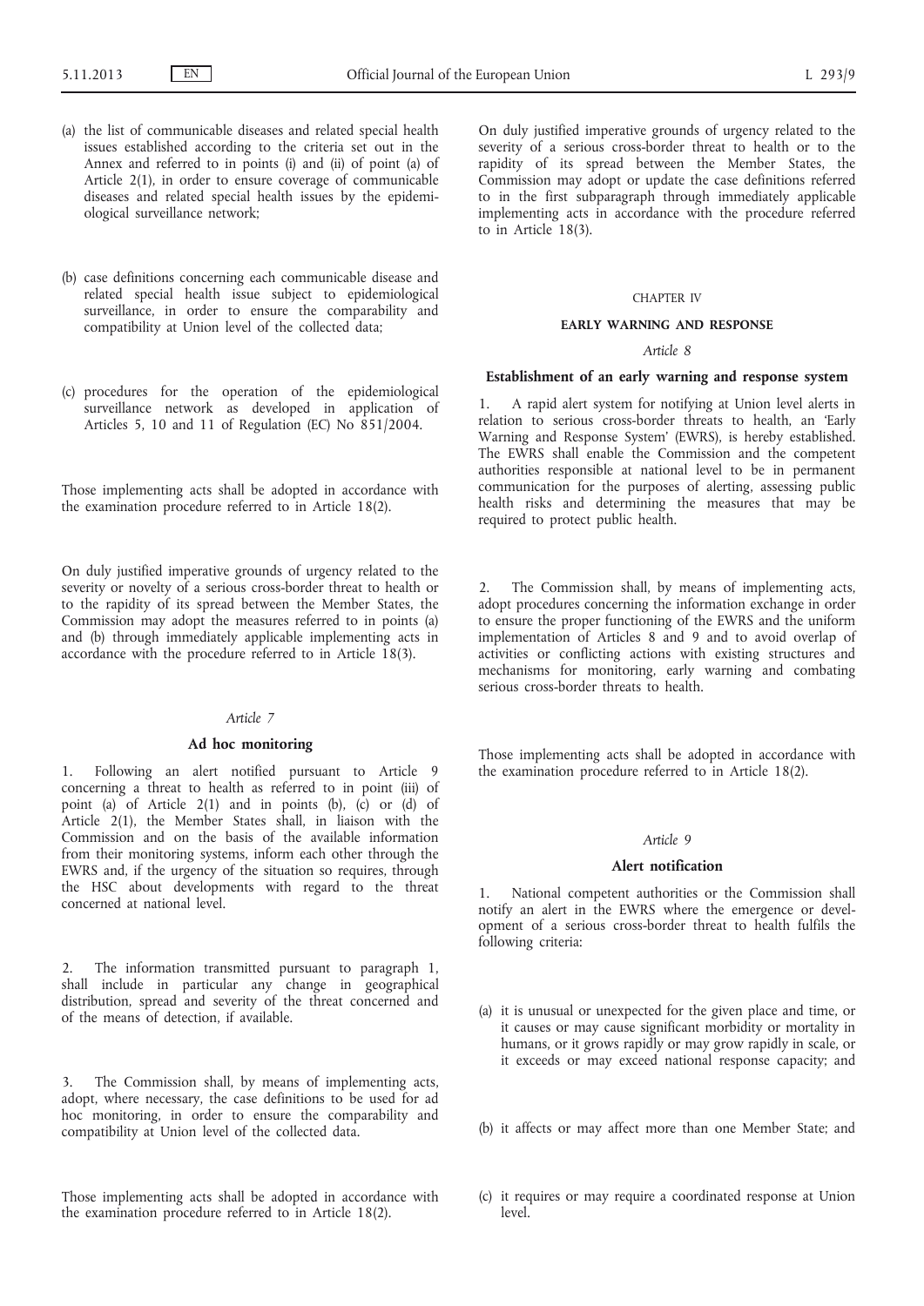(a) the list of communicable diseases and related special health issues established according to the criteria set out in the Annex and referred to in points (i) and (ii) of point (a) of Article 2(1), in order to ensure coverage of communicable diseases and related special health issues by the epidemiological surveillance network;

(b) case definitions concerning each communicable disease and related special health issue subject to epidemiological surveillance, in order to ensure the comparability and compatibility at Union level of the collected data;

(c) procedures for the operation of the epidemiological surveillance network as developed in application of Articles 5, 10 and 11 of Regulation (EC) No 851/2004.

Those implementing acts shall be adopted in accordance with the examination procedure referred to in Article 18(2).

On duly justified imperative grounds of urgency related to the severity or novelty of a serious cross-border threat to health or to the rapidity of its spread between the Member States, the Commission may adopt the measures referred to in points (a) and (b) through immediately applicable implementing acts in accordance with the procedure referred to in Article 18(3).

*Article 7*

**Ad hoc monitoring**

1. Following an alert notified pursuant to Article 9 concerning a threat to health as referred to in point (iii) of point (a) of Article 2(1) and in points (b), (c) or (d) of Article 2(1), the Member States shall, in liaison with the Commission and on the basis of the available information from their monitoring systems, inform each other through the EWRS and, if the urgency of the situation so requires, through the HSC about developments with regard to the threat concerned at national level.

2. The information transmitted pursuant to paragraph 1, shall include in particular any change in geographical distribution, spread and severity of the threat concerned and of the means of detection, if available.

3. The Commission shall, by means of implementing acts, adopt, where necessary, the case definitions to be used for ad hoc monitoring, in order to ensure the comparability and compatibility at Union level of the collected data.

Those implementing acts shall be adopted in accordance with the examination procedure referred to in Article 18(2).

On duly justified imperative grounds of urgency related to the severity of a serious cross-border threat to health or to the rapidity of its spread between the Member States, the Commission may adopt or update the case definitions referred to in the first subparagraph through immediately applicable implementing acts in accordance with the procedure referred to in Article 18(3).

CHAPTER IV

**EARLY WARNING AND RESPONSE**

*Article 8*

**Establishment of an early warning and response system**

1. A rapid alert system for notifying at Union level alerts in relation to serious cross-border threats to health, an 'Early Warning and Response System' (EWRS), is hereby established. The EWRS shall enable the Commission and the competent authorities responsible at national level to be in permanent communication for the purposes of alerting, assessing public health risks and determining the measures that may be required to protect public health.

2. The Commission shall, by means of implementing acts, adopt procedures concerning the information exchange in order to ensure the proper functioning of the EWRS and the uniform implementation of Articles 8 and 9 and to avoid overlap of activities or conflicting actions with existing structures and mechanisms for monitoring, early warning and combating serious cross-border threats to health.

Those implementing acts shall be adopted in accordance with the examination procedure referred to in Article 18(2).

*Article 9*

**Alert notification**

1. National competent authorities or the Commission shall notify an alert in the EWRS where the emergence or development of a serious cross-border threat to health fulfils the following criteria:

(a) it is unusual or unexpected for the given place and time, or it causes or may cause significant morbidity or mortality in humans, or it grows rapidly or may grow rapidly in scale, or it exceeds or may exceed national response capacity; and

(b) it affects or may affect more than one Member State; and

(c) it requires or may require a coordinated response at Union level.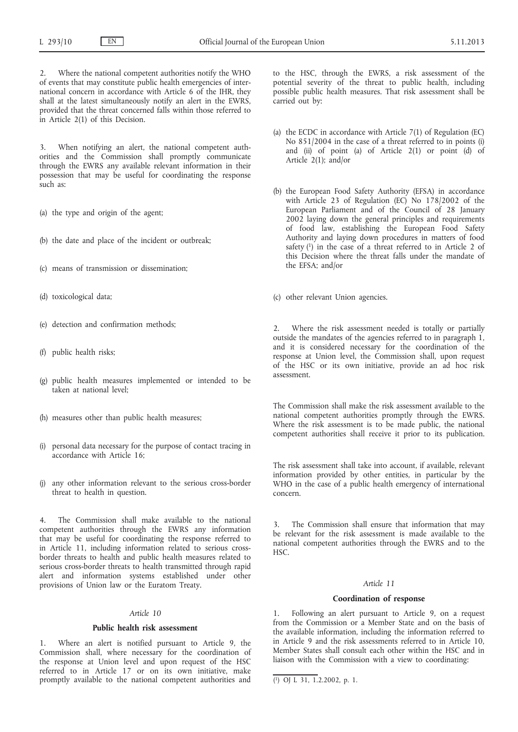2. Where the national competent authorities notify the WHO of events that may constitute public health emergencies of international concern in accordance with Article 6 of the IHR, they shall at the latest simultaneously notify an alert in the EWRS, provided that the threat concerned falls within those referred to in Article 2(1) of this Decision.

3. When notifying an alert, the national competent authorities and the Commission shall promptly communicate through the EWRS any available relevant information in their possession that may be useful for coordinating the response such as:

(a) the type and origin of the agent;

(b) the date and place of the incident or outbreak;

(c) means of transmission or dissemination;

(d) toxicological data;

(e) detection and confirmation methods;

(f) public health risks;

(g) public health measures implemented or intended to be taken at national level;

(h) measures other than public health measures;

(i) personal data necessary for the purpose of contact tracing in accordance with Article 16;

(j) any other information relevant to the serious cross-border threat to health in question.

4. The Commission shall make available to the national competent authorities through the EWRS any information that may be useful for coordinating the response referred to in Article 11, including information related to serious cross-border threats to health and public health measures related to serious cross-border threats to health transmitted through rapid alert and information systems established under other provisions of Union law or the Euratom Treaty.

*Article 10*

**Public health risk assessment**

1. Where an alert is notified pursuant to Article 9, the Commission shall, where necessary for the coordination of the response at Union level and upon request of the HSC referred to in Article 17 or on its own initiative, make promptly available to the national competent authorities and to the HSC, through the EWRS, a risk assessment of the potential severity of the threat to public health, including possible public health measures. That risk assessment shall be carried out by:

(a) the ECDC in accordance with Article 7(1) of Regulation (EC) No 851/2004 in the case of a threat referred to in points (i) and (ii) of point (a) of Article 2(1) or point (d) of Article 2(1); and/or

(b) the European Food Safety Authority (EFSA) in accordance with Article 23 of Regulation (EC) No 178/2002 of the European Parliament and of the Council of 28 January 2002 laying down the general principles and requirements of food law, establishing the European Food Safety Authority and laying down procedures in matters of food safety [1] in the case of a threat referred to in Article 2 of this Decision where the threat falls under the mandate of the EFSA; and/or

(c) other relevant Union agencies.

2. Where the risk assessment needed is totally or partially outside the mandates of the agencies referred to in paragraph 1, and it is considered necessary for the coordination of the response at Union level, the Commission shall, upon request of the HSC or its own initiative, provide an ad hoc risk assessment.

The Commission shall make the risk assessment available to the national competent authorities promptly through the EWRS. Where the risk assessment is to be made public, the national competent authorities shall receive it prior to its publication.

The risk assessment shall take into account, if available, relevant information provided by other entities, in particular by the WHO in the case of a public health emergency of international concern.

3. The Commission shall ensure that information that may be relevant for the risk assessment is made available to the national competent authorities through the EWRS and to the HSC.

*Article 11*

**Coordination of response**

1. Following an alert pursuant to Article 9, on a request from the Commission or a Member State and on the basis of the available information, including the information referred to in Article 9 and the risk assessments referred to in Article 10, Member States shall consult each other within the HSC and in liaison with the Commission with a view to coordinating:

[1] OJ L 31, 1.2.2002, p. 1.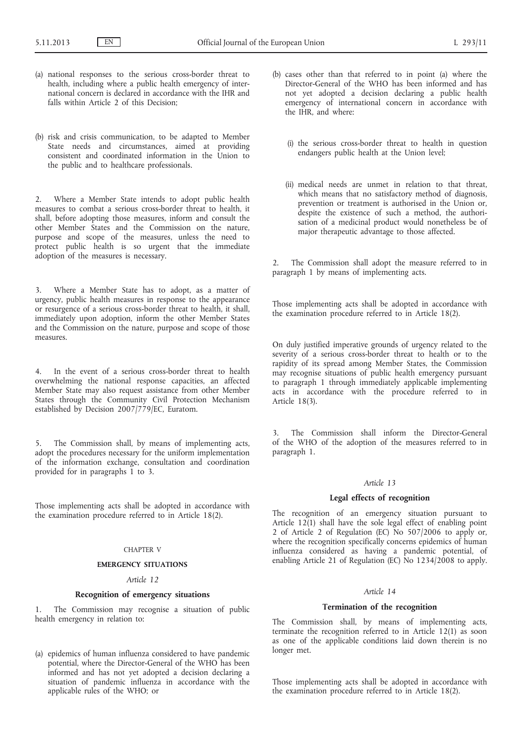(a) national responses to the serious cross-border threat to health, including where a public health emergency of international concern is declared in accordance with the IHR and falls within Article 2 of this Decision;

(b) risk and crisis communication, to be adapted to Member State needs and circumstances, aimed at providing consistent and coordinated information in the Union to the public and to healthcare professionals.

2. Where a Member State intends to adopt public health measures to combat a serious cross-border threat to health, it shall, before adopting those measures, inform and consult the other Member States and the Commission on the nature, purpose and scope of the measures, unless the need to protect public health is so urgent that the immediate adoption of the measures is necessary.

3. Where a Member State has to adopt, as a matter of urgency, public health measures in response to the appearance or resurgence of a serious cross-border threat to health, it shall, immediately upon adoption, inform the other Member States and the Commission on the nature, purpose and scope of those measures.

4. In the event of a serious cross-border threat to health overwhelming the national response capacities, an affected Member State may also request assistance from other Member States through the Community Civil Protection Mechanism established by Decision 2007/779/EC, Euratom.

5. The Commission shall, by means of implementing acts, adopt the procedures necessary for the uniform implementation of the information exchange, consultation and coordination provided for in paragraphs 1 to 3.

Those implementing acts shall be adopted in accordance with the examination procedure referred to in Article 18(2).

## CHAPTER V

## EMERGENCY SITUATIONS

*Article 12*

**Recognition of emergency situations**

1. The Commission may recognise a situation of public health emergency in relation to:

(a) epidemics of human influenza considered to have pandemic potential, where the Director-General of the WHO has been informed and has not yet adopted a decision declaring a situation of pandemic influenza in accordance with the applicable rules of the WHO; or

(b) cases other than that referred to in point (a) where the Director-General of the WHO has been informed and has not yet adopted a decision declaring a public health emergency of international concern in accordance with the IHR, and where:

(i) the serious cross-border threat to health in question endangers public health at the Union level;

(ii) medical needs are unmet in relation to that threat, which means that no satisfactory method of diagnosis, prevention or treatment is authorised in the Union or, despite the existence of such a method, the authorisation of a medicinal product would nonetheless be of major therapeutic advantage to those affected.

2. The Commission shall adopt the measure referred to in paragraph 1 by means of implementing acts.

Those implementing acts shall be adopted in accordance with the examination procedure referred to in Article 18(2).

On duly justified imperative grounds of urgency related to the severity of a serious cross-border threat to health or to the rapidity of its spread among Member States, the Commission may recognise situations of public health emergency pursuant to paragraph 1 through immediately applicable implementing acts in accordance with the procedure referred to in Article 18(3).

3. The Commission shall inform the Director-General of the WHO of the adoption of the measures referred to in paragraph 1.

*Article 13*

**Legal effects of recognition**

The recognition of an emergency situation pursuant to Article 12(1) shall have the sole legal effect of enabling point 2 of Article 2 of Regulation (EC) No 507/2006 to apply or, where the recognition specifically concerns epidemics of human influenza considered as having a pandemic potential, of enabling Article 21 of Regulation (EC) No 1234/2008 to apply.

*Article 14*

**Termination of the recognition**

The Commission shall, by means of implementing acts, terminate the recognition referred to in Article 12(1) as soon as one of the applicable conditions laid down therein is no longer met.

Those implementing acts shall be adopted in accordance with the examination procedure referred to in Article 18(2).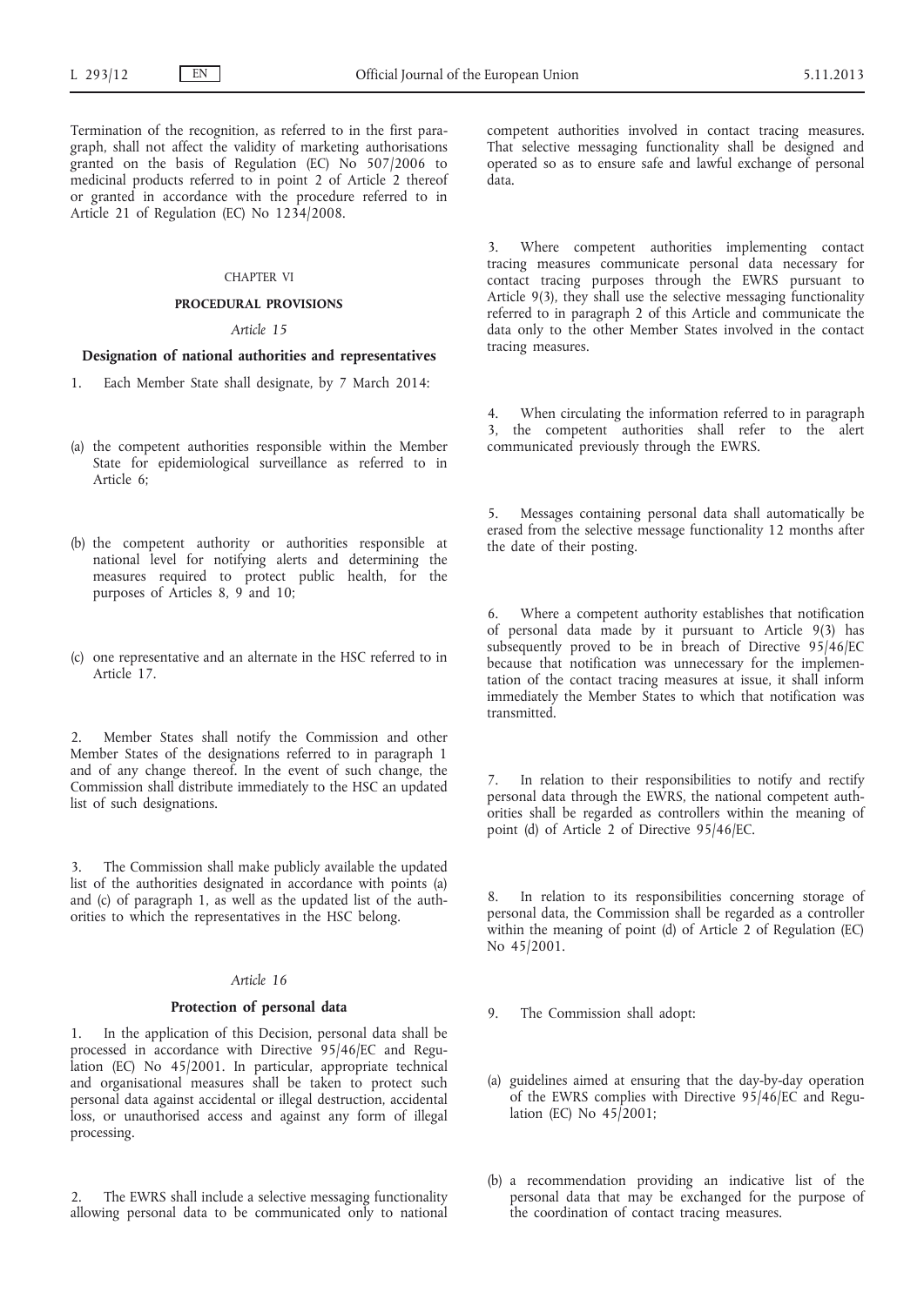Termination of the recognition, as referred to in the first paragraph, shall not affect the validity of marketing authorisations granted on the basis of Regulation (EC) No 507/2006 to medicinal products referred to in point 2 of Article 2 thereof or granted in accordance with the procedure referred to in Article 21 of Regulation (EC) No 1234/2008.

## CHAPTER VI

## PROCEDURAL PROVISIONS

### *Article 15*

### Designation of national authorities and representatives

1. Each Member State shall designate, by 7 March 2014:

(a) the competent authorities responsible within the Member State for epidemiological surveillance as referred to in Article 6;

(b) the competent authority or authorities responsible at national level for notifying alerts and determining the measures required to protect public health, for the purposes of Articles 8, 9 and 10;

(c) one representative and an alternate in the HSC referred to in Article 17.

2. Member States shall notify the Commission and other Member States of the designations referred to in paragraph 1 and of any change thereof. In the event of such change, the Commission shall distribute immediately to the HSC an updated list of such designations.

3. The Commission shall make publicly available the updated list of the authorities designated in accordance with points (a) and (c) of paragraph 1, as well as the updated list of the authorities to which the representatives in the HSC belong.

### *Article 16*

### Protection of personal data

1. In the application of this Decision, personal data shall be processed in accordance with Directive 95/46/EC and Regulation (EC) No 45/2001. In particular, appropriate technical and organisational measures shall be taken to protect such personal data against accidental or illegal destruction, accidental loss, or unauthorised access and against any form of illegal processing.

2. The EWRS shall include a selective messaging functionality allowing personal data to be communicated only to national competent authorities involved in contact tracing measures. That selective messaging functionality shall be designed and operated so as to ensure safe and lawful exchange of personal data.

3. Where competent authorities implementing contact tracing measures communicate personal data necessary for contact tracing purposes through the EWRS pursuant to Article 9(3), they shall use the selective messaging functionality referred to in paragraph 2 of this Article and communicate the data only to the other Member States involved in the contact tracing measures.

4. When circulating the information referred to in paragraph 3, the competent authorities shall refer to the alert communicated previously through the EWRS.

5. Messages containing personal data shall automatically be erased from the selective message functionality 12 months after the date of their posting.

6. Where a competent authority establishes that notification of personal data made by it pursuant to Article 9(3) has subsequently proved to be in breach of Directive 95/46/EC because that notification was unnecessary for the implementation of the contact tracing measures at issue, it shall inform immediately the Member States to which that notification was transmitted.

7. In relation to their responsibilities to notify and rectify personal data through the EWRS, the national competent authorities shall be regarded as controllers within the meaning of point (d) of Article 2 of Directive 95/46/EC.

8. In relation to its responsibilities concerning storage of personal data, the Commission shall be regarded as a controller within the meaning of point (d) of Article 2 of Regulation (EC) No 45/2001.

9. The Commission shall adopt:

(a) guidelines aimed at ensuring that the day-by-day operation of the EWRS complies with Directive 95/46/EC and Regulation (EC) No 45/2001;

(b) a recommendation providing an indicative list of the personal data that may be exchanged for the purpose of the coordination of contact tracing measures.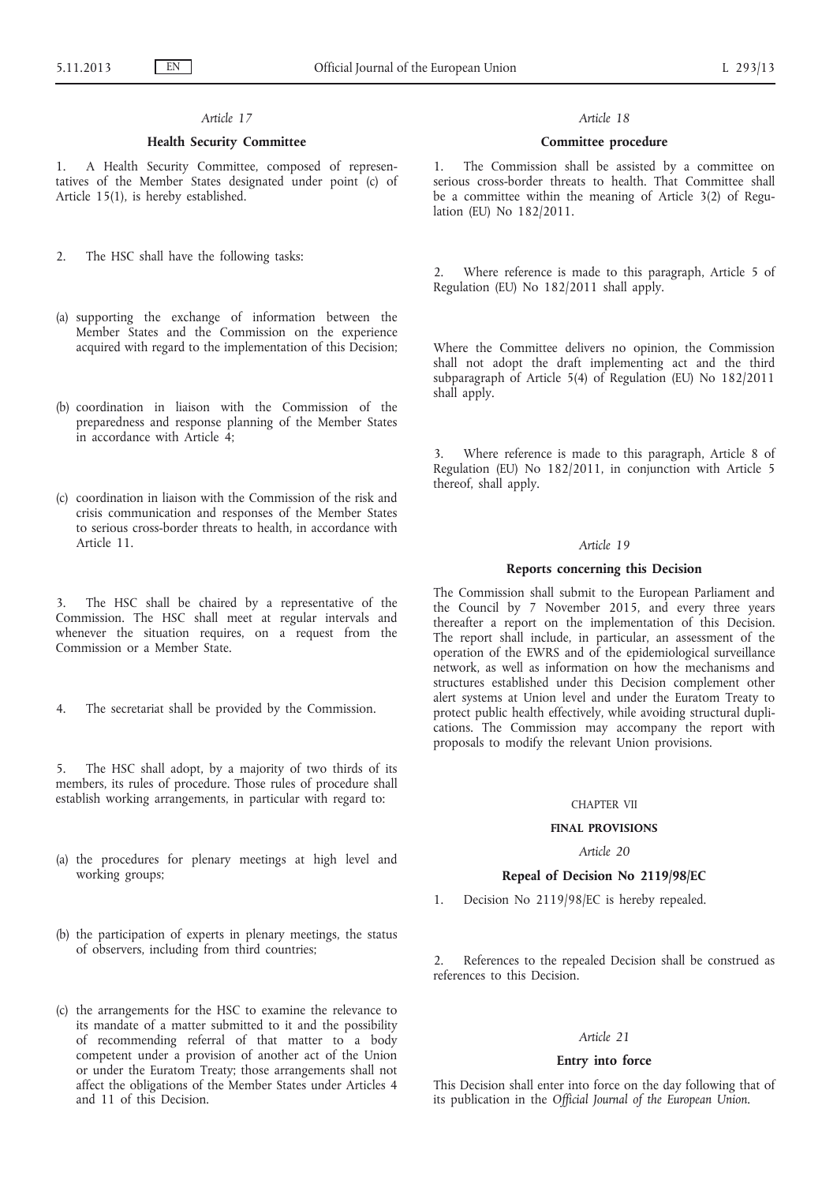*Article 17*

**Health Security Committee**

1. A Health Security Committee, composed of representatives of the Member States designated under point (c) of Article 15(1), is hereby established.

2. The HSC shall have the following tasks:

(a) supporting the exchange of information between the Member States and the Commission on the experience acquired with regard to the implementation of this Decision;

(b) coordination in liaison with the Commission of the preparedness and response planning of the Member States in accordance with Article 4;

(c) coordination in liaison with the Commission of the risk and crisis communication and responses of the Member States to serious cross-border threats to health, in accordance with Article 11.

3. The HSC shall be chaired by a representative of the Commission. The HSC shall meet at regular intervals and whenever the situation requires, on a request from the Commission or a Member State.

4. The secretariat shall be provided by the Commission.

5. The HSC shall adopt, by a majority of two thirds of its members, its rules of procedure. Those rules of procedure shall establish working arrangements, in particular with regard to:

(a) the procedures for plenary meetings at high level and working groups;

(b) the participation of experts in plenary meetings, the status of observers, including from third countries;

(c) the arrangements for the HSC to examine the relevance to its mandate of a matter submitted to it and the possibility of recommending referral of that matter to a body competent under a provision of another act of the Union or under the Euratom Treaty; those arrangements shall not affect the obligations of the Member States under Articles 4 and 11 of this Decision.

*Article 18*

**Committee procedure**

1. The Commission shall be assisted by a committee on serious cross-border threats to health. That Committee shall be a committee within the meaning of Article 3(2) of Regulation (EU) No 182/2011.

2. Where reference is made to this paragraph, Article 5 of Regulation (EU) No 182/2011 shall apply.

Where the Committee delivers no opinion, the Commission shall not adopt the draft implementing act and the third subparagraph of Article 5(4) of Regulation (EU) No 182/2011 shall apply.

3. Where reference is made to this paragraph, Article 8 of Regulation (EU) No 182/2011, in conjunction with Article 5 thereof, shall apply.

*Article 19*

**Reports concerning this Decision**

The Commission shall submit to the European Parliament and the Council by 7 November 2015, and every three years thereafter a report on the implementation of this Decision. The report shall include, in particular, an assessment of the operation of the EWRS and of the epidemiological surveillance network, as well as information on how the mechanisms and structures established under this Decision complement other alert systems at Union level and under the Euratom Treaty to protect public health effectively, while avoiding structural duplications. The Commission may accompany the report with proposals to modify the relevant Union provisions.

CHAPTER VII

**FINAL PROVISIONS**

*Article 20*

**Repeal of Decision No 2119/98/EC**

1. Decision No 2119/98/EC is hereby repealed.

2. References to the repealed Decision shall be construed as references to this Decision.

*Article 21*

**Entry into force**

This Decision shall enter into force on the day following that of its publication in the *Official Journal of the European Union*.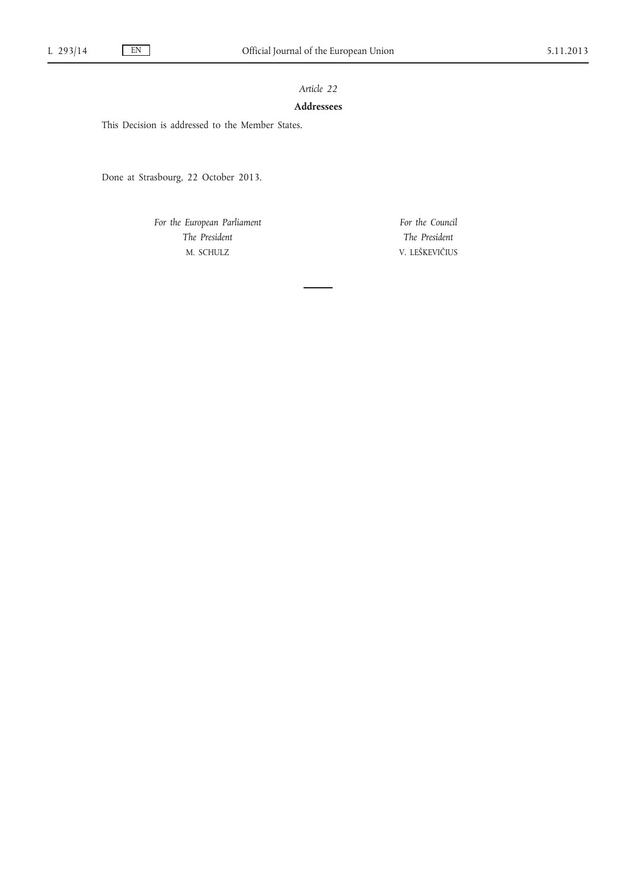*Article 22*

**Addressees**

This Decision is addressed to the Member States.

Done at Strasbourg, 22 October 2013.

*For the European Parliament*
*The President*
M. SCHULZ

*For the Council*
*The President*
V. LEŠKEVIČIUS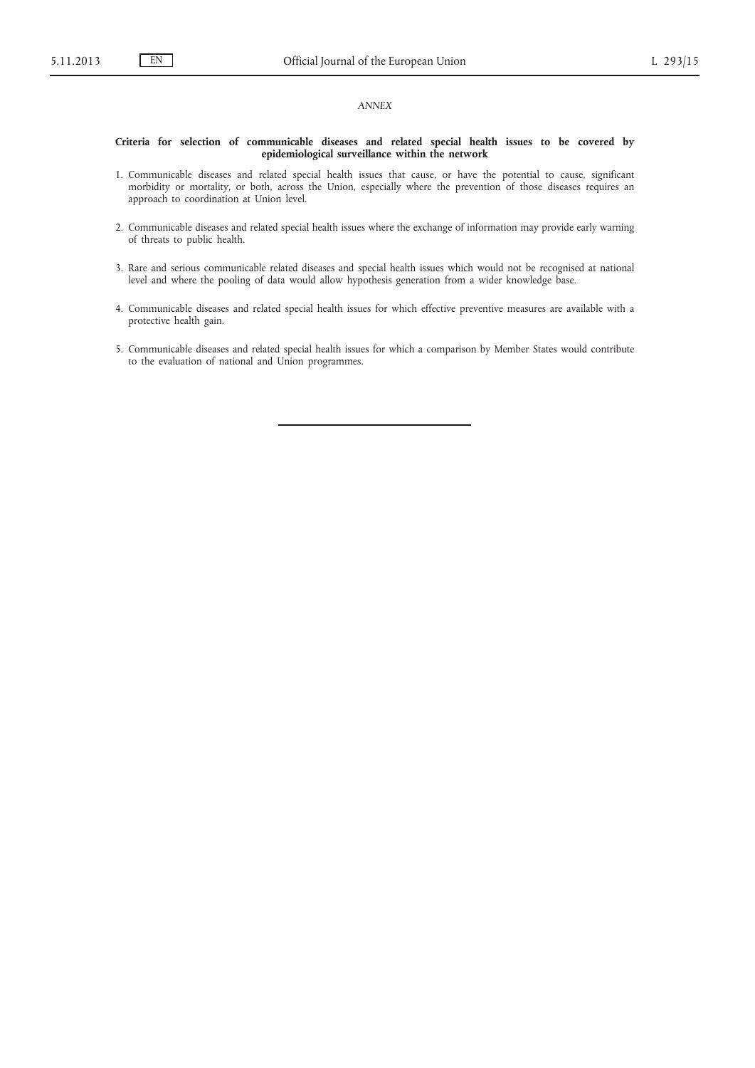*ANNEX*

**Criteria for selection of communicable diseases and related special health issues to be covered by epidemiological surveillance within the network**

1. Communicable diseases and related special health issues that cause, or have the potential to cause, significant morbidity or mortality, or both, across the Union, especially where the prevention of those diseases requires an approach to coordination at Union level.

2. Communicable diseases and related special health issues where the exchange of information may provide early warning of threats to public health.

3. Rare and serious communicable related diseases and special health issues which would not be recognised at national level and where the pooling of data would allow hypothesis generation from a wider knowledge base.

4. Communicable diseases and related special health issues for which effective preventive measures are available with a protective health gain.

5. Communicable diseases and related special health issues for which a comparison by Member States would contribute to the evaluation of national and Union programmes.